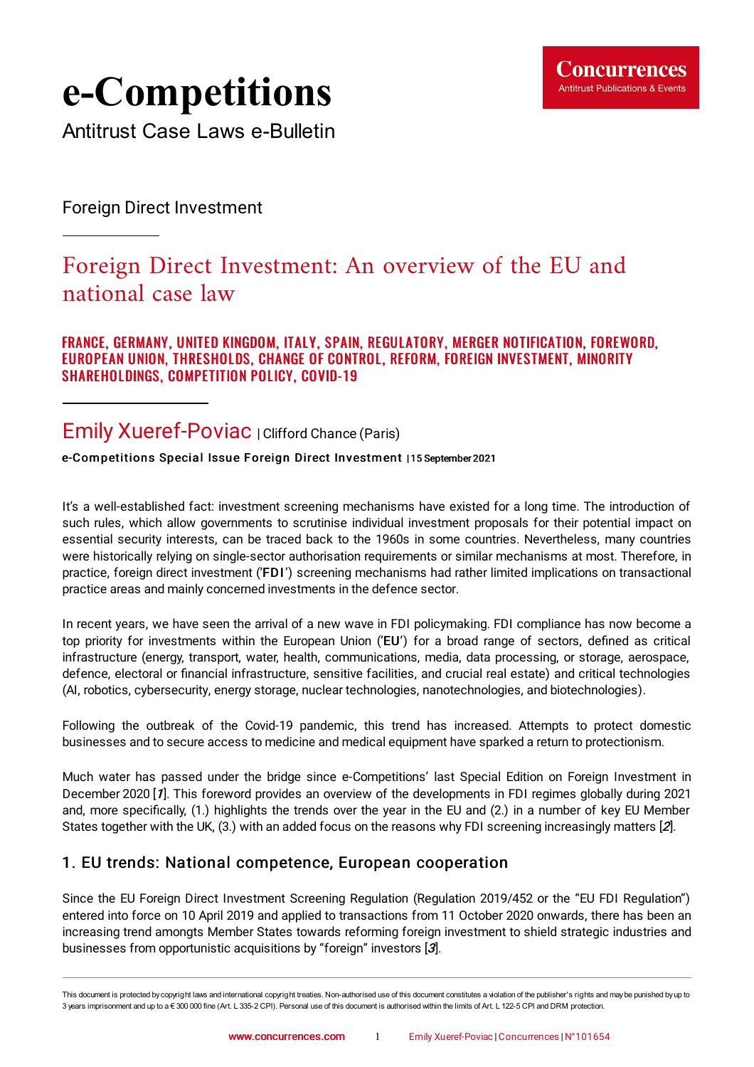# e-Competitions

Antitrust Case Laws e-Bulletin

Foreign Direct Investment

## Foreign Direct Investment: An overview of the EU and national case law

**FRANCE, GERMANY, UNITED KINGDOM, ITALY, SPAIN, REGULATORY, MERGER NOTIFICATION, FOREWORD, EUROPEAN UNION, THRESHOLDS, CHANGE OF CONTROL, REFORM, FOREIGN INVESTMENT, MINORITY SHAREHOLDINGS, COMPETITION POLICY, COVID-19**

Emily Xueref-Poviac | Clifford Chance (Paris)

**e-Competitions Special Issue Foreign Direct Investment** | 15 September 2021

It's a well-established fact: investment screening mechanisms have existed for a long time. The introduction of such rules, which allow governments to scrutinise individual investment proposals for their potential impact on essential security interests, can be traced back to the 1960s in some countries. Nevertheless, many countries were historically relying on single-sector authorisation requirements or similar mechanisms at most. Therefore, in practice, foreign direct investment ('**FDI**') screening mechanisms had rather limited implications on transactional practice areas and mainly concerned investments in the defence sector.

In recent years, we have seen the arrival of a new wave in FDI policymaking. FDI compliance has now become a top priority for investments within the European Union ('**EU**') for a broad range of sectors, defined as critical infrastructure (energy, transport, water, health, communications, media, data processing, or storage, aerospace, defence, electoral or financial infrastructure, sensitive facilities, and crucial real estate) and critical technologies (AI, robotics, cybersecurity, energy storage, nuclear technologies, nanotechnologies, and biotechnologies).

Following the outbreak of the Covid-19 pandemic, this trend has increased. Attempts to protect domestic businesses and to secure access to medicine and medical equipment have sparked a return to protectionism.

Much water has passed under the bridge since e-Competitions' last Special Edition on Foreign Investment in December 2020 [*1*]. This foreword provides an overview of the developments in FDI regimes globally during 2021 and, more specifically, (1.) highlights the trends over the year in the EU and (2.) in a number of key EU Member States together with the UK, (3.) with an added focus on the reasons why FDI screening increasingly matters [*2*].

### 1. EU trends: National competence, European cooperation

Since the EU Foreign Direct Investment Screening Regulation (Regulation 2019/452 or the "EU FDI Regulation") entered into force on 10 April 2019 and applied to transactions from 11 October 2020 onwards, there has been an increasing trend amongts Member States towards reforming foreign investment to shield strategic industries and businesses from opportunistic acquisitions by "foreign" investors [*3*].

This document is protected by copyright laws and international copyright treaties. Non-authorised use of this document constitutes a violation of the publisher's rights and may be punished by up to 3 years imprisonment and up to a € 300 000 fine (Art. L 335-2 CPI). Personal use of this document is authorised within the limits of Art. L 122-5 CPI and DRM protection.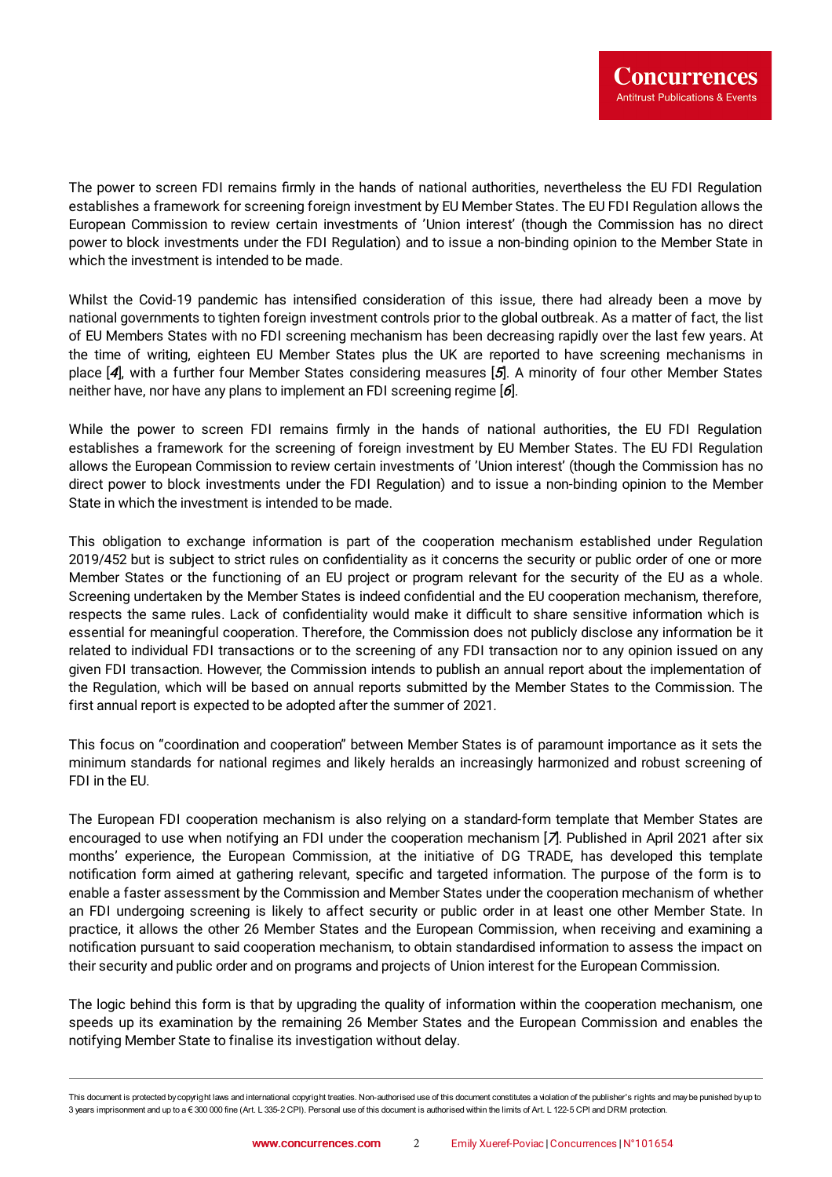The power to screen FDI remains firmly in the hands of national authorities, nevertheless the EU FDI Regulation establishes a framework for screening foreign investment by EU Member States. The EU FDI Regulation allows the European Commission to review certain investments of 'Union interest' (though the Commission has no direct power to block investments under the FDI Regulation) and to issue a non-binding opinion to the Member State in which the investment is intended to be made.

Whilst the Covid-19 pandemic has intensified consideration of this issue, there had already been a move by national governments to tighten foreign investment controls prior to the global outbreak. As a matter of fact, the list of EU Members States with no FDI screening mechanism has been decreasing rapidly over the last few years. At the time of writing, eighteen EU Member States plus the UK are reported to have screening mechanisms in place [*4*], with a further four Member States considering measures [*5*]. A minority of four other Member States neither have, nor have any plans to implement an FDI screening regime [*6*].

While the power to screen FDI remains firmly in the hands of national authorities, the EU FDI Regulation establishes a framework for the screening of foreign investment by EU Member States. The EU FDI Regulation allows the European Commission to review certain investments of 'Union interest' (though the Commission has no direct power to block investments under the FDI Regulation) and to issue a non-binding opinion to the Member State in which the investment is intended to be made.

This obligation to exchange information is part of the cooperation mechanism established under Regulation 2019/452 but is subject to strict rules on confidentiality as it concerns the security or public order of one or more Member States or the functioning of an EU project or program relevant for the security of the EU as a whole. Screening undertaken by the Member States is indeed confidential and the EU cooperation mechanism, therefore, respects the same rules. Lack of confidentiality would make it difficult to share sensitive information which is essential for meaningful cooperation. Therefore, the Commission does not publicly disclose any information be it related to individual FDI transactions or to the screening of any FDI transaction nor to any opinion issued on any given FDI transaction. However, the Commission intends to publish an annual report about the implementation of the Regulation, which will be based on annual reports submitted by the Member States to the Commission. The first annual report is expected to be adopted after the summer of 2021.

This focus on "coordination and cooperation" between Member States is of paramount importance as it sets the minimum standards for national regimes and likely heralds an increasingly harmonized and robust screening of FDI in the EU.

The European FDI cooperation mechanism is also relying on a standard-form template that Member States are encouraged to use when notifying an FDI under the cooperation mechanism [*7*]. Published in April 2021 after six months' experience, the European Commission, at the initiative of DG TRADE, has developed this template notification form aimed at gathering relevant, specific and targeted information. The purpose of the form is to enable a faster assessment by the Commission and Member States under the cooperation mechanism of whether an FDI undergoing screening is likely to affect security or public order in at least one other Member State. In practice, it allows the other 26 Member States and the European Commission, when receiving and examining a notification pursuant to said cooperation mechanism, to obtain standardised information to assess the impact on their security and public order and on programs and projects of Union interest for the European Commission.

The logic behind this form is that by upgrading the quality of information within the cooperation mechanism, one speeds up its examination by the remaining 26 Member States and the European Commission and enables the notifying Member State to finalise its investigation without delay.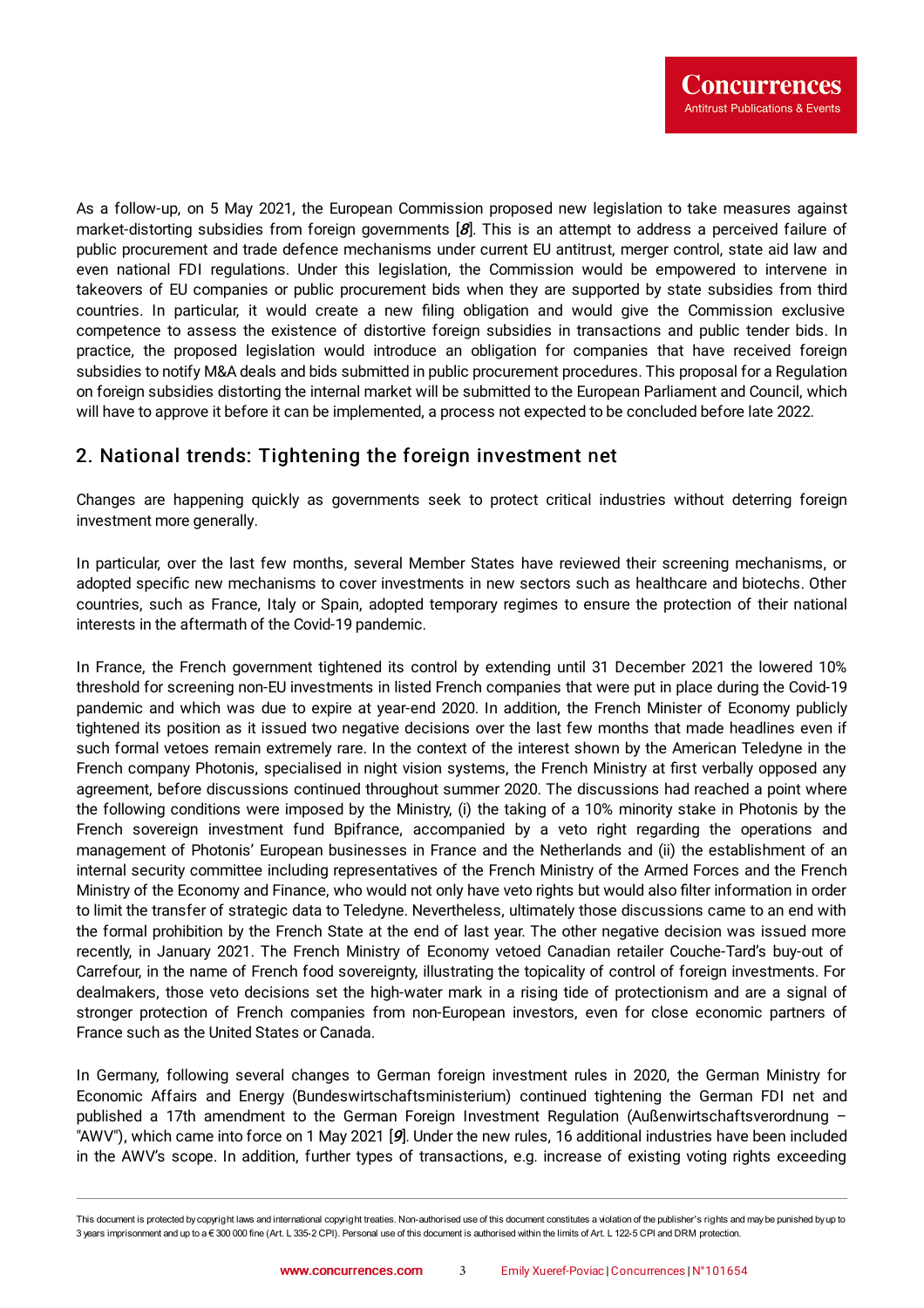As a follow-up, on 5 May 2021, the European Commission proposed new legislation to take measures against market-distorting subsidies from foreign governments [*8*]. This is an attempt to address a perceived failure of public procurement and trade defence mechanisms under current EU antitrust, merger control, state aid law and even national FDI regulations. Under this legislation, the Commission would be empowered to intervene in takeovers of EU companies or public procurement bids when they are supported by state subsidies from third countries. In particular, it would create a new filing obligation and would give the Commission exclusive competence to assess the existence of distortive foreign subsidies in transactions and public tender bids. In practice, the proposed legislation would introduce an obligation for companies that have received foreign subsidies to notify M&A deals and bids submitted in public procurement procedures. This proposal for a Regulation on foreign subsidies distorting the internal market will be submitted to the European Parliament and Council, which will have to approve it before it can be implemented, a process not expected to be concluded before late 2022.

## 2. National trends: Tightening the foreign investment net

Changes are happening quickly as governments seek to protect critical industries without deterring foreign investment more generally.

In particular, over the last few months, several Member States have reviewed their screening mechanisms, or adopted specific new mechanisms to cover investments in new sectors such as healthcare and biotechs. Other countries, such as France, Italy or Spain, adopted temporary regimes to ensure the protection of their national interests in the aftermath of the Covid-19 pandemic.

In France, the French government tightened its control by extending until 31 December 2021 the lowered 10% threshold for screening non-EU investments in listed French companies that were put in place during the Covid-19 pandemic and which was due to expire at year-end 2020. In addition, the French Minister of Economy publicly tightened its position as it issued two negative decisions over the last few months that made headlines even if such formal vetoes remain extremely rare. In the context of the interest shown by the American Teledyne in the French company Photonis, specialised in night vision systems, the French Ministry at first verbally opposed any agreement, before discussions continued throughout summer 2020. The discussions had reached a point where the following conditions were imposed by the Ministry, (i) the taking of a 10% minority stake in Photonis by the French sovereign investment fund Bpifrance, accompanied by a veto right regarding the operations and management of Photonis' European businesses in France and the Netherlands and (ii) the establishment of an internal security committee including representatives of the French Ministry of the Armed Forces and the French Ministry of the Economy and Finance, who would not only have veto rights but would also filter information in order to limit the transfer of strategic data to Teledyne. Nevertheless, ultimately those discussions came to an end with the formal prohibition by the French State at the end of last year. The other negative decision was issued more recently, in January 2021. The French Ministry of Economy vetoed Canadian retailer Couche-Tard's buy-out of Carrefour, in the name of French food sovereignty, illustrating the topicality of control of foreign investments. For dealmakers, those veto decisions set the high-water mark in a rising tide of protectionism and are a signal of stronger protection of French companies from non-European investors, even for close economic partners of France such as the United States or Canada.

In Germany, following several changes to German foreign investment rules in 2020, the German Ministry for Economic Affairs and Energy (Bundeswirtschaftsministerium) continued tightening the German FDI net and published a 17th amendment to the German Foreign Investment Regulation (Außenwirtschaftsverordnung – "AWV"), which came into force on 1 May 2021 [*9*]. Under the new rules, 16 additional industries have been included in the AWV's scope. In addition, further types of transactions, e.g. increase of existing voting rights exceeding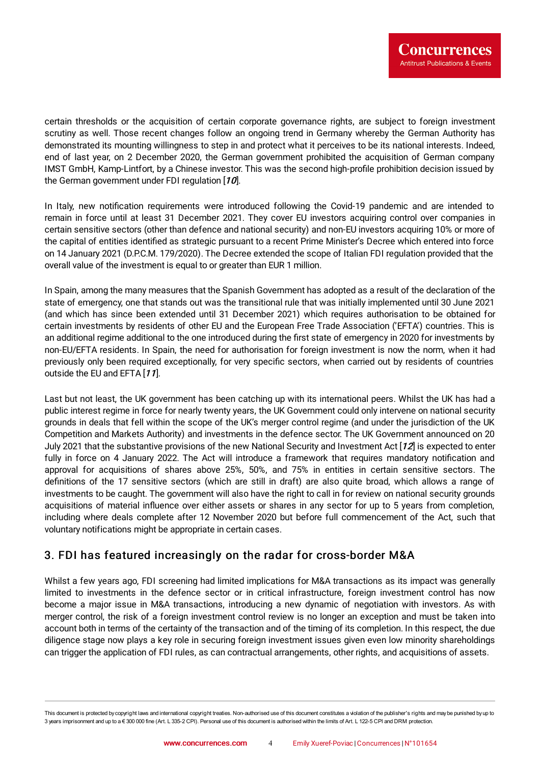certain thresholds or the acquisition of certain corporate governance rights, are subject to foreign investment scrutiny as well. Those recent changes follow an ongoing trend in Germany whereby the German Authority has demonstrated its mounting willingness to step in and protect what it perceives to be its national interests. Indeed, end of last year, on 2 December 2020, the German government prohibited the acquisition of German company IMST GmbH, Kamp-Lintfort, by a Chinese investor. This was the second high-profile prohibition decision issued by the German government under FDI regulation [*10*].

In Italy, new notification requirements were introduced following the Covid-19 pandemic and are intended to remain in force until at least 31 December 2021. They cover EU investors acquiring control over companies in certain sensitive sectors (other than defence and national security) and non-EU investors acquiring 10% or more of the capital of entities identified as strategic pursuant to a recent Prime Minister's Decree which entered into force on 14 January 2021 (D.P.C.M. 179/2020). The Decree extended the scope of Italian FDI regulation provided that the overall value of the investment is equal to or greater than EUR 1 million.

In Spain, among the many measures that the Spanish Government has adopted as a result of the declaration of the state of emergency, one that stands out was the transitional rule that was initially implemented until 30 June 2021 (and which has since been extended until 31 December 2021) which requires authorisation to be obtained for certain investments by residents of other EU and the European Free Trade Association ('EFTA') countries. This is an additional regime additional to the one introduced during the first state of emergency in 2020 for investments by non-EU/EFTA residents. In Spain, the need for authorisation for foreign investment is now the norm, when it had previously only been required exceptionally, for very specific sectors, when carried out by residents of countries outside the EU and EFTA [*11*].

Last but not least, the UK government has been catching up with its international peers. Whilst the UK has had a public interest regime in force for nearly twenty years, the UK Government could only intervene on national security grounds in deals that fell within the scope of the UK's merger control regime (and under the jurisdiction of the UK Competition and Markets Authority) and investments in the defence sector. The UK Government announced on 20 July 2021 that the substantive provisions of the new National Security and Investment Act [*12*] is expected to enter fully in force on 4 January 2022. The Act will introduce a framework that requires mandatory notification and approval for acquisitions of shares above 25%, 50%, and 75% in entities in certain sensitive sectors. The definitions of the 17 sensitive sectors (which are still in draft) are also quite broad, which allows a range of investments to be caught. The government will also have the right to call in for review on national security grounds acquisitions of material influence over either assets or shares in any sector for up to 5 years from completion, including where deals complete after 12 November 2020 but before full commencement of the Act, such that voluntary notifications might be appropriate in certain cases.

## 3. FDI has featured increasingly on the radar for cross-border M&A

Whilst a few years ago, FDI screening had limited implications for M&A transactions as its impact was generally limited to investments in the defence sector or in critical infrastructure, foreign investment control has now become a major issue in M&A transactions, introducing a new dynamic of negotiation with investors. As with merger control, the risk of a foreign investment control review is no longer an exception and must be taken into account both in terms of the certainty of the transaction and of the timing of its completion. In this respect, the due diligence stage now plays a key role in securing foreign investment issues given even low minority shareholdings can trigger the application of FDI rules, as can contractual arrangements, other rights, and acquisitions of assets.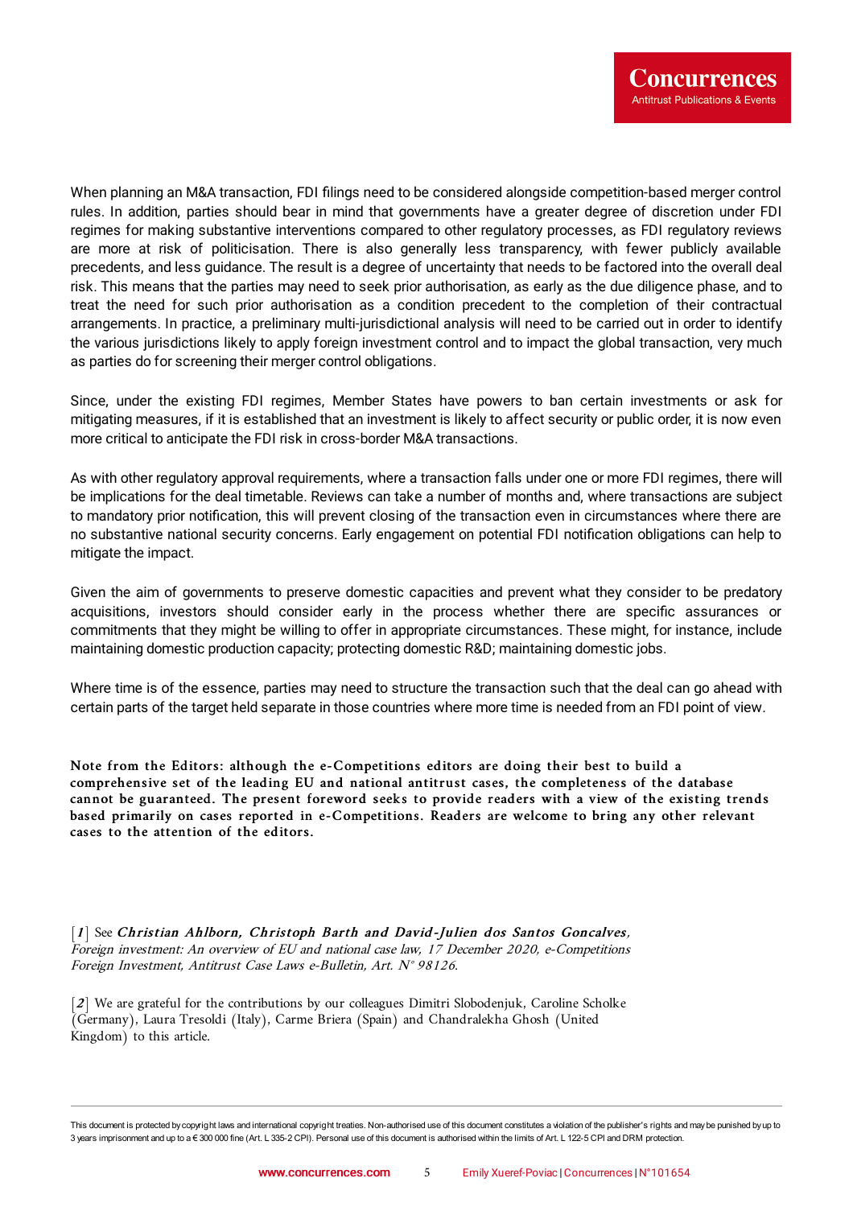When planning an M&A transaction, FDI filings need to be considered alongside competition-based merger control rules. In addition, parties should bear in mind that governments have a greater degree of discretion under FDI regimes for making substantive interventions compared to other regulatory processes, as FDI regulatory reviews are more at risk of politicisation. There is also generally less transparency, with fewer publicly available precedents, and less guidance. The result is a degree of uncertainty that needs to be factored into the overall deal risk. This means that the parties may need to seek prior authorisation, as early as the due diligence phase, and to treat the need for such prior authorisation as a condition precedent to the completion of their contractual arrangements. In practice, a preliminary multi-jurisdictional analysis will need to be carried out in order to identify the various jurisdictions likely to apply foreign investment control and to impact the global transaction, very much as parties do for screening their merger control obligations.

Since, under the existing FDI regimes, Member States have powers to ban certain investments or ask for mitigating measures, if it is established that an investment is likely to affect security or public order, it is now even more critical to anticipate the FDI risk in cross-border M&A transactions.

As with other regulatory approval requirements, where a transaction falls under one or more FDI regimes, there will be implications for the deal timetable. Reviews can take a number of months and, where transactions are subject to mandatory prior notification, this will prevent closing of the transaction even in circumstances where there are no substantive national security concerns. Early engagement on potential FDI notification obligations can help to mitigate the impact.

Given the aim of governments to preserve domestic capacities and prevent what they consider to be predatory acquisitions, investors should consider early in the process whether there are specific assurances or commitments that they might be willing to offer in appropriate circumstances. These might, for instance, include maintaining domestic production capacity; protecting domestic R&D; maintaining domestic jobs.

Where time is of the essence, parties may need to structure the transaction such that the deal can go ahead with certain parts of the target held separate in those countries where more time is needed from an FDI point of view.

**Note from the Editors: although the e-Competitions editors are doing their best to build a comprehensive set of the leading EU and national antitrust cases, the completeness of the database cannot be guaranteed. The present foreword seeks to provide readers with a view of the existing trends based primarily on cases reported in e-Competitions. Readers are welcome to bring any other relevant cases to the attention of the editors.**

[*1*] See ***Christian Ahlborn, Christoph Barth and David-Julien dos Santos Goncalves***, *Foreign investment: An overview of EU and national case law, 17 December 2020, e-Competitions Foreign Investment, Antitrust Case Laws e-Bulletin, Art. N° 98126*.

[*2*] We are grateful for the contributions by our colleagues Dimitri Slobodenjuk, Caroline Scholke (Germany), Laura Tresoldi (Italy), Carme Briera (Spain) and Chandralekha Ghosh (United Kingdom) to this article.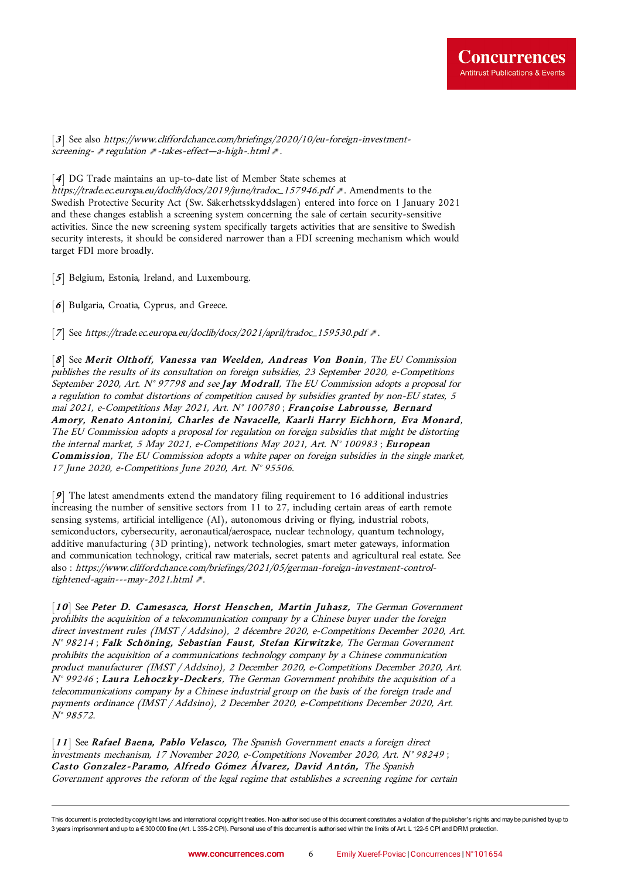[**3**] See also *https://www.cliffordchance.com/briefings/2020/10/eu-foreign-investment-screening- ↗ regulation ↗ -takes-effect—a-high-.html ↗*.

[**4**] DG Trade maintains an up-to-date list of Member State schemes at *https://trade.ec.europa.eu/doclib/docs/2019/june/tradoc_157946.pdf ↗*. Amendments to the Swedish Protective Security Act (Sw. Säkerhetsskyddslagen) entered into force on 1 January 2021 and these changes establish a screening system concerning the sale of certain security-sensitive activities. Since the new screening system specifically targets activities that are sensitive to Swedish security interests, it should be considered narrower than a FDI screening mechanism which would target FDI more broadly.

[**5**] Belgium, Estonia, Ireland, and Luxembourg.

[**6**] Bulgaria, Croatia, Cyprus, and Greece.

[**7**] See *https://trade.ec.europa.eu/doclib/docs/2021/april/tradoc_159530.pdf ↗*.

[**8**] See ***Merit Olthoff, Vanessa van Weelden, Andreas Von Bonin***, *The EU Commission publishes the results of its consultation on foreign subsidies, 23 September 2020, e-Competitions September 2020, Art. N° 97798* and see ***Jay Modrall***, *The EU Commission adopts a proposal for a regulation to combat distortions of competition caused by subsidies granted by non-EU states, 5 mai 2021, e-Competitions May 2021, Art. N° 100780* ; ***Françoise Labrousse, Bernard Amory, Renato Antonini, Charles de Navacelle, Kaarli Harry Eichhorn, Eva Monard***, *The EU Commission adopts a proposal for regulation on foreign subsidies that might be distorting the internal market, 5 May 2021, e-Competitions May 2021, Art. N° 100983* ; ***European Commission***, *The EU Commission adopts a white paper on foreign subsidies in the single market, 17 June 2020, e-Competitions June 2020, Art. N° 95506.*

[**9**] The latest amendments extend the mandatory filing requirement to 16 additional industries increasing the number of sensitive sectors from 11 to 27, including certain areas of earth remote sensing systems, artificial intelligence (AI), autonomous driving or flying, industrial robots, semiconductors, cybersecurity, aeronautical/aerospace, nuclear technology, quantum technology, additive manufacturing (3D printing), network technologies, smart meter gateways, information and communication technology, critical raw materials, secret patents and agricultural real estate. See also : *https://www.cliffordchance.com/briefings/2021/05/german-foreign-investment-control-tightened-again---may-2021.html ↗*.

[**10**] See ***Peter D. Camesasca, Horst Henschen, Martin Juhasz,*** *The German Government prohibits the acquisition of a telecommunication company by a Chinese buyer under the foreign direct investment rules (IMST / Addsino), 2 décembre 2020, e-Competitions December 2020, Art. N° 98214* ; ***Falk Schöning, Sebastian Faust, Stefan Kirwitzke***, *The German Government prohibits the acquisition of a communications technology company by a Chinese communication product manufacturer (IMST / Addsino), 2 December 2020, e-Competitions December 2020, Art. N° 99246* ; ***Laura Lehoczky-Deckers***, *The German Government prohibits the acquisition of a telecommunications company by a Chinese industrial group on the basis of the foreign trade and payments ordinance (IMST / Addsino), 2 December 2020, e-Competitions December 2020, Art. N° 98572.*

[**11**] See ***Rafael Baena, Pablo Velasco,*** *The Spanish Government enacts a foreign direct investments mechanism, 17 November 2020, e-Competitions November 2020, Art. N° 98249* ; ***Casto Gonzalez-Paramo, Alfredo Gómez Álvarez, David Antón,*** *The Spanish Government approves the reform of the legal regime that establishes a screening regime for certain*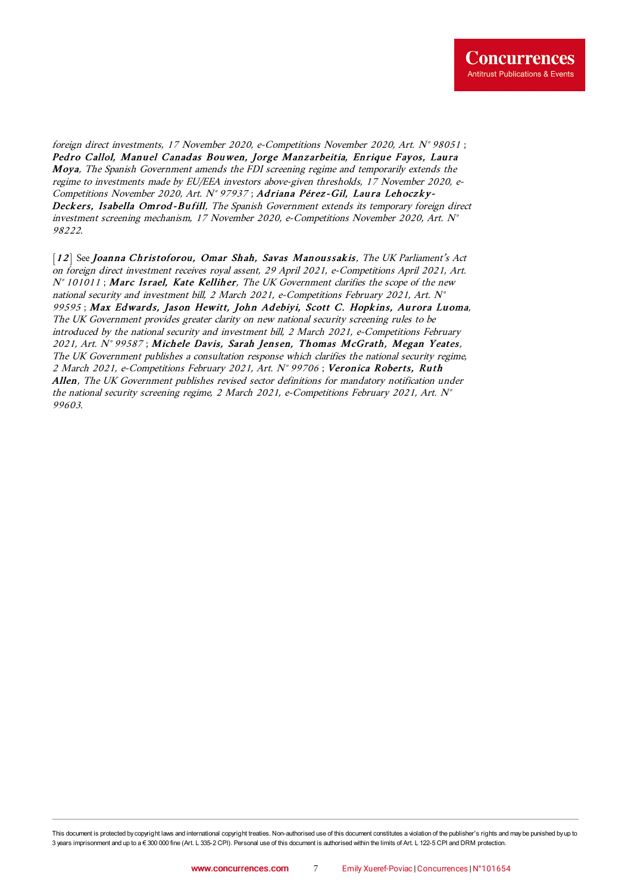*foreign direct investments, 17 November 2020, e-Competitions November 2020, Art. N° 98051* ; ***Pedro Callol, Manuel Canadas Bouwen, Jorge Manzarbeitia, Enrique Fayos, Laura Moya**, The Spanish Government amends the FDI screening regime and temporarily extends the regime to investments made by EU/EEA investors above-given thresholds, 17 November 2020, e-Competitions November 2020, Art. N° 97937* ; ***Adriana Pérez-Gil, Laura Lehoczky-Deckers, Isabella Omrod-Bufill**, The Spanish Government extends its temporary foreign direct investment screening mechanism, 17 November 2020, e-Competitions November 2020, Art. N° 98222.*

[***12***] See ***Joanna Christoforou, Omar Shah, Savas Manoussakis**, The UK Parliament's Act on foreign direct investment receives royal assent, 29 April 2021, e-Competitions April 2021, Art. N° 101011* ; ***Marc Israel, Kate Kelliher**, The UK Government clarifies the scope of the new national security and investment bill, 2 March 2021, e-Competitions February 2021, Art. N° 99595* ; ***Max Edwards, Jason Hewitt, John Adebiyi, Scott C. Hopkins, Aurora Luoma**, The UK Government provides greater clarity on new national security screening rules to be introduced by the national security and investment bill, 2 March 2021, e-Competitions February 2021, Art. N° 99587* ; ***Michele Davis, Sarah Jensen, Thomas McGrath, Megan Yeates**, The UK Government publishes a consultation response which clarifies the national security regime, 2 March 2021, e-Competitions February 2021, Art. N° 99706* ; ***Veronica Roberts, Ruth Allen**, The UK Government publishes revised sector definitions for mandatory notification under the national security screening regime, 2 March 2021, e-Competitions February 2021, Art. N° 99603.*